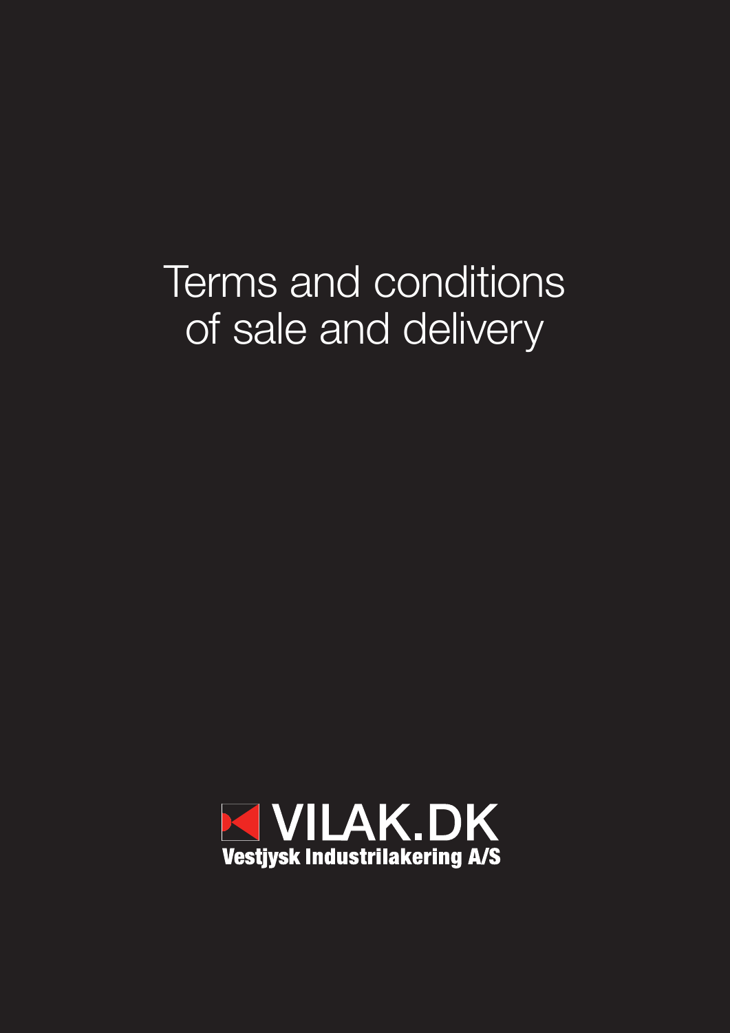# Terms and conditions of sale and delivery

VILAK.DK

Vestjysk Industrilakering A/S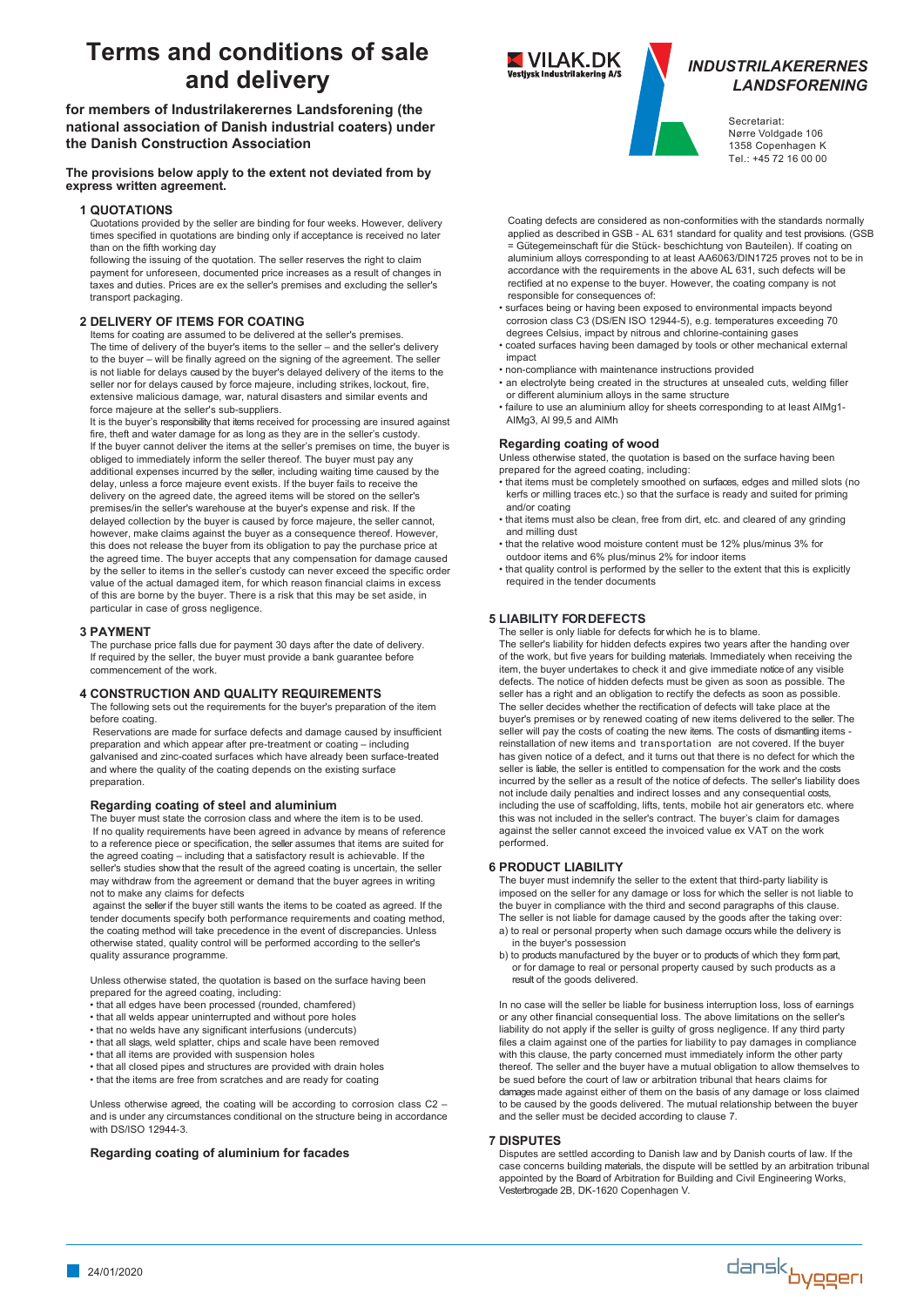# Terms and conditions of sale and delivery

**for members of Industrilakerernes Landsforening (the national association of Danish industrial coaters) under the Danish Construction Association**

**The provisions below apply to the extent not deviated from by express written agreement.**

VILAK.DK
Vestjysk Industrilakering A/S

*INDUSTRILAKERERNES LANDSFORENING*

Secretariat:
Nørre Voldgade 106
1358 Copenhagen K
Tel.: +45 72 16 00 00

## 1 QUOTATIONS

Quotations provided by the seller are binding for four weeks. However, delivery times specified in quotations are binding only if acceptance is received no later than on the fifth working day

following the issuing of the quotation. The seller reserves the right to claim payment for unforeseen, documented price increases as a result of changes in taxes and duties. Prices are ex the seller's premises and excluding the seller's transport packaging.

## 2 DELIVERY OF ITEMS FOR COATING

Items for coating are assumed to be delivered at the seller's premises.
The time of delivery of the buyer's items to the seller – and the seller's delivery to the buyer – will be finally agreed on the signing of the agreement. The seller is not liable for delays caused by the buyer's delayed delivery of the items to the seller nor for delays caused by force majeure, including strikes, lockout, fire, extensive malicious damage, war, natural disasters and similar events and force majeure at the seller's sub-suppliers.
It is the buyer's responsibility that items received for processing are insured against fire, theft and water damage for as long as they are in the seller's custody.
If the buyer cannot deliver the items at the seller's premises on time, the buyer is obliged to immediately inform the seller thereof. The buyer must pay any additional expenses incurred by the seller, including waiting time caused by the delay, unless a force majeure event exists. If the buyer fails to receive the delivery on the agreed date, the agreed items will be stored on the seller's premises/in the seller's warehouse at the buyer's expense and risk. If the delayed collection by the buyer is caused by force majeure, the seller cannot, however, make claims against the buyer as a consequence thereof. However, this does not release the buyer from its obligation to pay the purchase price at the agreed time. The buyer accepts that any compensation for damage caused by the seller to items in the seller's custody can never exceed the specific order value of the actual damaged item, for which reason financial claims in excess of this are borne by the buyer. There is a risk that this may be set aside, in particular in case of gross negligence.

## 3 PAYMENT

The purchase price falls due for payment 30 days after the date of delivery.
If required by the seller, the buyer must provide a bank guarantee before commencement of the work.

## 4 CONSTRUCTION AND QUALITY REQUIREMENTS

The following sets out the requirements for the buyer's preparation of the item before coating.
Reservations are made for surface defects and damage caused by insufficient preparation and which appear after pre-treatment or coating – including galvanised and zinc-coated surfaces which have already been surface-treated and where the quality of the coating depends on the existing surface preparation.

### Regarding coating of steel and aluminium

The buyer must state the corrosion class and where the item is to be used.
If no quality requirements have been agreed in advance by means of reference to a reference piece or specification, the seller assumes that items are suited for the agreed coating – including that a satisfactory result is achievable. If the seller's studies show that the result of the agreed coating is uncertain, the seller may withdraw from the agreement or demand that the buyer agrees in writing not to make any claims for defects
against the seller if the buyer still wants the items to be coated as agreed. If the tender documents specify both performance requirements and coating method, the coating method will take precedence in the event of discrepancies. Unless otherwise stated, quality control will be performed according to the seller's quality assurance programme.

Unless otherwise stated, the quotation is based on the surface having been prepared for the agreed coating, including:

- that all edges have been processed (rounded, chamfered)
- that all welds appear uninterrupted and without pore holes
- that no welds have any significant interfusions (undercuts)
- that all slags, weld splatter, chips and scale have been removed
- that all items are provided with suspension holes
- that all closed pipes and structures are provided with drain holes
- that the items are free from scratches and are ready for coating

Unless otherwise agreed, the coating will be according to corrosion class C2 – and is under any circumstances conditional on the structure being in accordance with DS/ISO 12944-3.

### Regarding coating of aluminium for facades

Coating defects are considered as non-conformities with the standards normally applied as described in GSB - AL 631 standard for quality and test provisions. (GSB = Gütegemeinschaft für die Stück- beschichtung von Bauteilen). If coating on aluminium alloys corresponding to at least AA6063/DIN1725 proves not to be in accordance with the requirements in the above AL 631, such defects will be rectified at no expense to the buyer. However, the coating company is not responsible for consequences of:

- surfaces being or having been exposed to environmental impacts beyond corrosion class C3 (DS/EN ISO 12944-5), e.g. temperatures exceeding 70 degrees Celsius, impact by nitrous and chlorine-containing gases
- coated surfaces having been damaged by tools or other mechanical external impact
- non-compliance with maintenance instructions provided
- an electrolyte being created in the structures at unsealed cuts, welding filler or different aluminium alloys in the same structure
- failure to use an aluminium alloy for sheets corresponding to at least AlMg1-AlMg3, Al 99,5 and AlMh

### Regarding coating of wood

Unless otherwise stated, the quotation is based on the surface having been prepared for the agreed coating, including:

- that items must be completely smoothed on surfaces, edges and milled slots (no kerfs or milling traces etc.) so that the surface is ready and suited for priming and/or coating
- that items must also be clean, free from dirt, etc. and cleared of any grinding and milling dust
- that the relative wood moisture content must be 12% plus/minus 3% for outdoor items and 6% plus/minus 2% for indoor items
- that quality control is performed by the seller to the extent that this is explicitly required in the tender documents

## 5 LIABILITY FOR DEFECTS

The seller is only liable for defects for which he is to blame.
The seller's liability for hidden defects expires two years after the handing over of the work, but five years for building materials. Immediately when receiving the item, the buyer undertakes to check it and give immediate notice of any visible defects. The notice of hidden defects must be given as soon as possible. The seller has a right and an obligation to rectify the defects as soon as possible. The seller decides whether the rectification of defects will take place at the buyer's premises or by renewed coating of new items delivered to the seller. The seller will pay the costs of coating the new items. The costs of dismantling items - reinstallation of new items and transportation are not covered. If the buyer has given notice of a defect, and it turns out that there is no defect for which the seller is liable, the seller is entitled to compensation for the work and the costs incurred by the seller as a result of the notice of defects. The seller's liability does not include daily penalties and indirect losses and any consequential costs, including the use of scaffolding, lifts, tents, mobile hot air generators etc. where this was not included in the seller's contract. The buyer's claim for damages against the seller cannot exceed the invoiced value ex VAT on the work performed.

## 6 PRODUCT LIABILITY

The buyer must indemnify the seller to the extent that third-party liability is imposed on the seller for any damage or loss for which the seller is not liable to the buyer in compliance with the third and second paragraphs of this clause.
The seller is not liable for damage caused by the goods after the taking over:

a) to real or personal property when such damage occurs while the delivery is in the buyer's possession
b) to products manufactured by the buyer or to products of which they form part, or for damage to real or personal property caused by such products as a result of the goods delivered.

In no case will the seller be liable for business interruption loss, loss of earnings or any other financial consequential loss. The above limitations on the seller's liability do not apply if the seller is guilty of gross negligence. If any third party files a claim against one of the parties for liability to pay damages in compliance with this clause, the party concerned must immediately inform the other party thereof. The seller and the buyer have a mutual obligation to allow themselves to be sued before the court of law or arbitration tribunal that hears claims for damages made against either of them on the basis of any damage or loss claimed to be caused by the goods delivered. The mutual relationship between the buyer and the seller must be decided according to clause 7.

## 7 DISPUTES

Disputes are settled according to Danish law and by Danish courts of law. If the case concerns building materials, the dispute will be settled by an arbitration tribunal appointed by the Board of Arbitration for Building and Civil Engineering Works, Vesterbrogade 2B, DK-1620 Copenhagen V.

24/01/2020

dansk byggeri